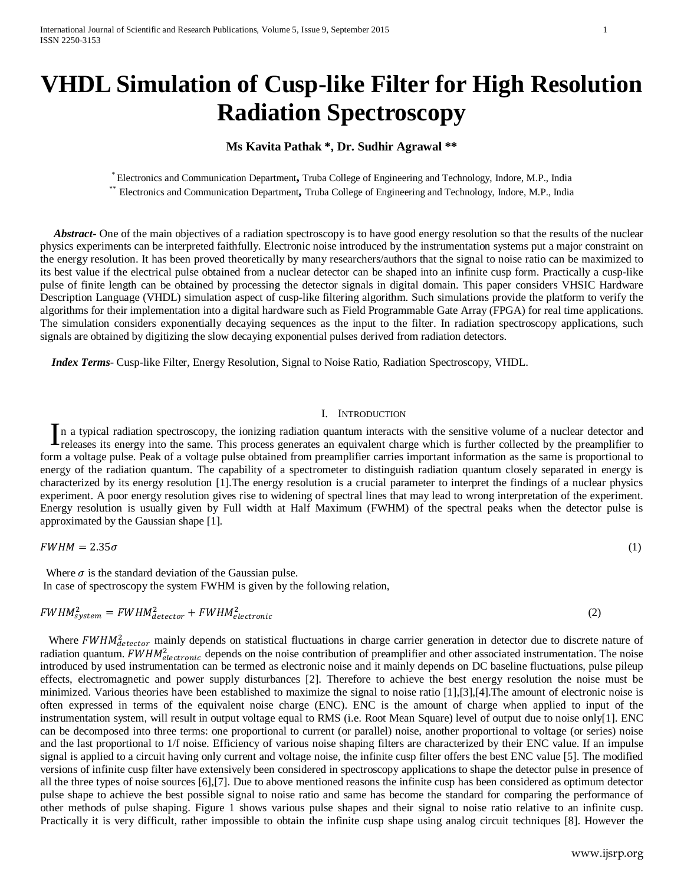# VHDL Simulation of Cusp-like Filter for High Resolution Radiation Spectroscopy

**Ms Kavita Pathak *, Dr. Sudhir Agrawal ****

[*] Electronics and Communication Department, Truba College of Engineering and Technology, Indore, M.P., India
[**] Electronics and Communication Department, Truba College of Engineering and Technology, Indore, M.P., India

***Abstract***- One of the main objectives of a radiation spectroscopy is to have good energy resolution so that the results of the nuclear physics experiments can be interpreted faithfully. Electronic noise introduced by the instrumentation systems put a major constraint on the energy resolution. It has been proved theoretically by many researchers/authors that the signal to noise ratio can be maximized to its best value if the electrical pulse obtained from a nuclear detector can be shaped into an infinite cusp form. Practically a cusp-like pulse of finite length can be obtained by processing the detector signals in digital domain. This paper considers VHSIC Hardware Description Language (VHDL) simulation aspect of cusp-like filtering algorithm. Such simulations provide the platform to verify the algorithms for their implementation into a digital hardware such as Field Programmable Gate Array (FPGA) for real time applications. The simulation considers exponentially decaying sequences as the input to the filter. In radiation spectroscopy applications, such signals are obtained by digitizing the slow decaying exponential pulses derived from radiation detectors.

***Index Terms***- Cusp-like Filter, Energy Resolution, Signal to Noise Ratio, Radiation Spectroscopy, VHDL.

## I. Introduction

In a typical radiation spectroscopy, the ionizing radiation quantum interacts with the sensitive volume of a nuclear detector and releases its energy into the same. This process generates an equivalent charge which is further collected by the preamplifier to form a voltage pulse. Peak of a voltage pulse obtained from preamplifier carries important information as the same is proportional to energy of the radiation quantum. The capability of a spectrometer to distinguish radiation quantum closely separated in energy is characterized by its energy resolution [1].The energy resolution is a crucial parameter to interpret the findings of a nuclear physics experiment. A poor energy resolution gives rise to widening of spectral lines that may lead to wrong interpretation of the experiment. Energy resolution is usually given by Full width at Half Maximum (FWHM) of the spectral peaks when the detector pulse is approximated by the Gaussian shape [1].

$$FWHM = 2.35\sigma \tag{1}$$

Where $\sigma$ is the standard deviation of the Gaussian pulse.
In case of spectroscopy the system FWHM is given by the following relation,

$$FWHM_{system}^2 = FWHM_{detector}^2 + FWHM_{electronic}^2 \tag{2}$$

Where $FWHM_{detector}^2$ mainly depends on statistical fluctuations in charge carrier generation in detector due to discrete nature of radiation quantum. $FWHM_{electronic}^2$ depends on the noise contribution of preamplifier and other associated instrumentation. The noise introduced by used instrumentation can be termed as electronic noise and it mainly depends on DC baseline fluctuations, pulse pileup effects, electromagnetic and power supply disturbances [2]. Therefore to achieve the best energy resolution the noise must be minimized. Various theories have been established to maximize the signal to noise ratio [1],[3],[4].The amount of electronic noise is often expressed in terms of the equivalent noise charge (ENC). ENC is the amount of charge when applied to input of the instrumentation system, will result in output voltage equal to RMS (i.e. Root Mean Square) level of output due to noise only[1]. ENC can be decomposed into three terms: one proportional to current (or parallel) noise, another proportional to voltage (or series) noise and the last proportional to 1/f noise. Efficiency of various noise shaping filters are characterized by their ENC value. If an impulse signal is applied to a circuit having only current and voltage noise, the infinite cusp filter offers the best ENC value [5]. The modified versions of infinite cusp filter have extensively been considered in spectroscopy applications to shape the detector pulse in presence of all the three types of noise sources [6],[7]. Due to above mentioned reasons the infinite cusp has been considered as optimum detector pulse shape to achieve the best possible signal to noise ratio and same has become the standard for comparing the performance of other methods of pulse shaping. Figure 1 shows various pulse shapes and their signal to noise ratio relative to an infinite cusp. Practically it is very difficult, rather impossible to obtain the infinite cusp shape using analog circuit techniques [8]. However the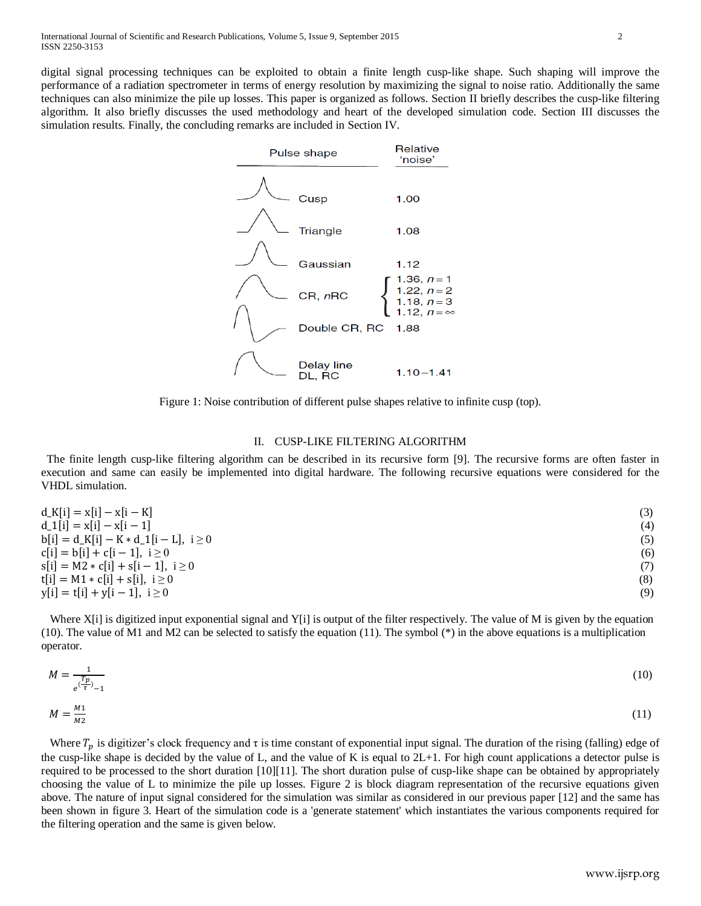digital signal processing techniques can be exploited to obtain a finite length cusp-like shape. Such shaping will improve the performance of a radiation spectrometer in terms of energy resolution by maximizing the signal to noise ratio. Additionally the same techniques can also minimize the pile up losses. This paper is organized as follows. Section II briefly describes the cusp-like filtering algorithm. It also briefly discusses the used methodology and heart of the developed simulation code. Section III discusses the simulation results. Finally, the concluding remarks are included in Section IV.

| Pulse shape | Relative 'noise' |
|---|---|
| Cusp | 1.00 |
| Triangle | 1.08 |
| Gaussian | 1.12 |
| CR, $n$RC | 1.36, $n=1$; 1.22, $n=2$; 1.18, $n=3$; 1.12, $n=\infty$ |
| Double CR, RC | 1.88 |
| Delay line DL, RC | 1.10–1.41 |

Figure 1: Noise contribution of different pulse shapes relative to infinite cusp (top).

## II. CUSP-LIKE FILTERING ALGORITHM

The finite length cusp-like filtering algorithm can be described in its recursive form [9]. The recursive forms are often faster in execution and same can easily be implemented into digital hardware. The following recursive equations were considered for the VHDL simulation.

$$d\_K[i] = x[i] - x[i-K] \tag{3}$$

$$d\_1[i] = x[i] - x[i-1] \tag{4}$$

$$b[i] = d\_K[i] - K * d\_1[i-L], \quad i \geq 0 \tag{5}$$

$$c[i] = b[i] + c[i-1], \quad i \geq 0 \tag{6}$$

$$s[i] = M2 * c[i] + s[i-1], \quad i \geq 0 \tag{7}$$

$$t[i] = M1 * c[i] + s[i], \quad i \geq 0 \tag{8}$$

$$y[i] = t[i] + y[i-1], \quad i \geq 0 \tag{9}$$

Where X[i] is digitized input exponential signal and Y[i] is output of the filter respectively. The value of M is given by the equation (10). The value of M1 and M2 can be selected to satisfy the equation (11). The symbol (*) in the above equations is a multiplication operator.

$$M = \frac{1}{e^{\left(\frac{T_p}{\tau}\right)} - 1} \tag{10}$$

$$M = \frac{M1}{M2} \tag{11}$$

Where $T_p$ is digitizer's clock frequency and τ is time constant of exponential input signal. The duration of the rising (falling) edge of the cusp-like shape is decided by the value of L, and the value of K is equal to 2L+1. For high count applications a detector pulse is required to be processed to the short duration [10][11]. The short duration pulse of cusp-like shape can be obtained by appropriately choosing the value of L to minimize the pile up losses. Figure 2 is block diagram representation of the recursive equations given above. The nature of input signal considered for the simulation was similar as considered in our previous paper [12] and the same has been shown in figure 3. Heart of the simulation code is a 'generate statement' which instantiates the various components required for the filtering operation and the same is given below.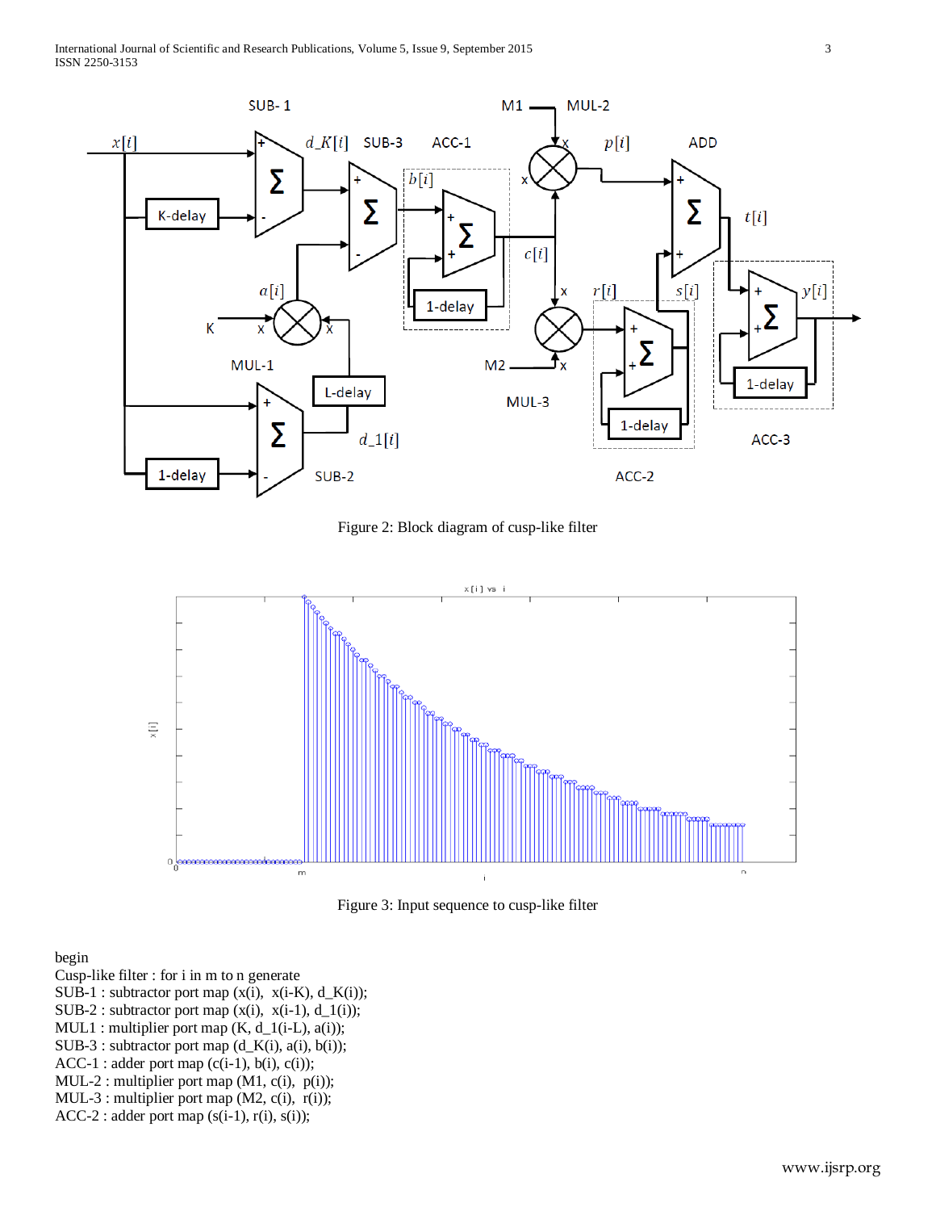Figure 2: Block diagram of cusp-like filter

Figure 3: Input sequence to cusp-like filter

begin
Cusp-like filter : for i in m to n generate
SUB-1 : subtractor port map (x(i), x(i-K), d_K(i));
SUB-2 : subtractor port map (x(i), x(i-1), d_1(i));
MUL1 : multiplier port map (K, d_1(i-L), a(i));
SUB-3 : subtractor port map (d_K(i), a(i), b(i));
ACC-1 : adder port map (c(i-1), b(i), c(i));
MUL-2 : multiplier port map (M1, c(i), p(i));
MUL-3 : multiplier port map (M2, c(i), r(i));
ACC-2 : adder port map (s(i-1), r(i), s(i));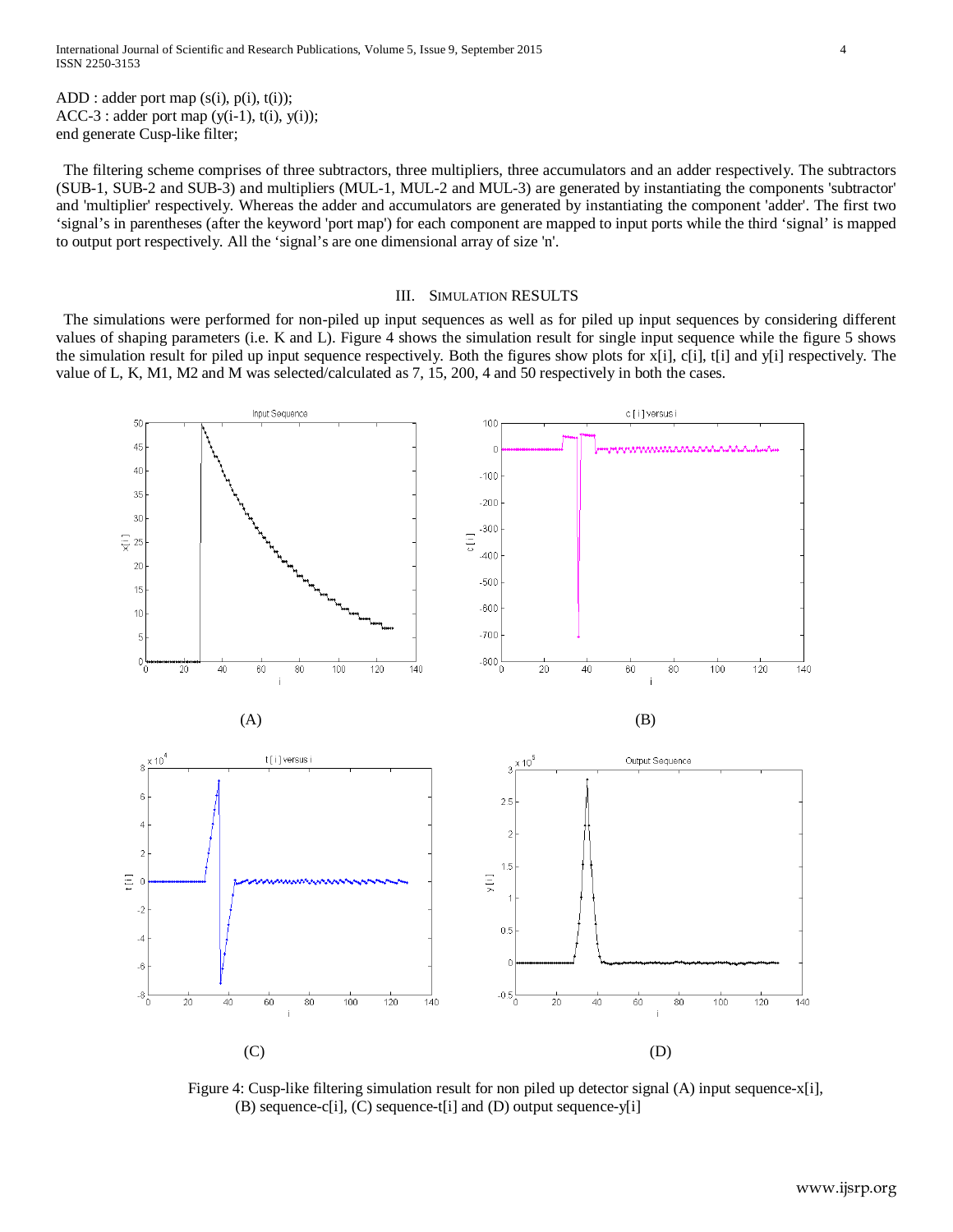ADD : adder port map (s(i), p(i), t(i));
ACC-3 : adder port map (y(i-1), t(i), y(i));
end generate Cusp-like filter;

The filtering scheme comprises of three subtractors, three multipliers, three accumulators and an adder respectively. The subtractors (SUB-1, SUB-2 and SUB-3) and multipliers (MUL-1, MUL-2 and MUL-3) are generated by instantiating the components 'subtractor' and 'multiplier' respectively. Whereas the adder and accumulators are generated by instantiating the component 'adder'. The first two 'signal's in parentheses (after the keyword 'port map') for each component are mapped to input ports while the third 'signal' is mapped to output port respectively. All the 'signal's are one dimensional array of size 'n'.

## III. Simulation Results

The simulations were performed for non-piled up input sequences as well as for piled up input sequences by considering different values of shaping parameters (i.e. K and L). Figure 4 shows the simulation result for single input sequence while the figure 5 shows the simulation result for piled up input sequence respectively. Both the figures show plots for x[i], c[i], t[i] and y[i] respectively. The value of L, K, M1, M2 and M was selected/calculated as 7, 15, 200, 4 and 50 respectively in both the cases.

(A)

(B)

(C)

(D)

Figure 4: Cusp-like filtering simulation result for non piled up detector signal (A) input sequence-x[i], (B) sequence-c[i], (C) sequence-t[i] and (D) output sequence-y[i]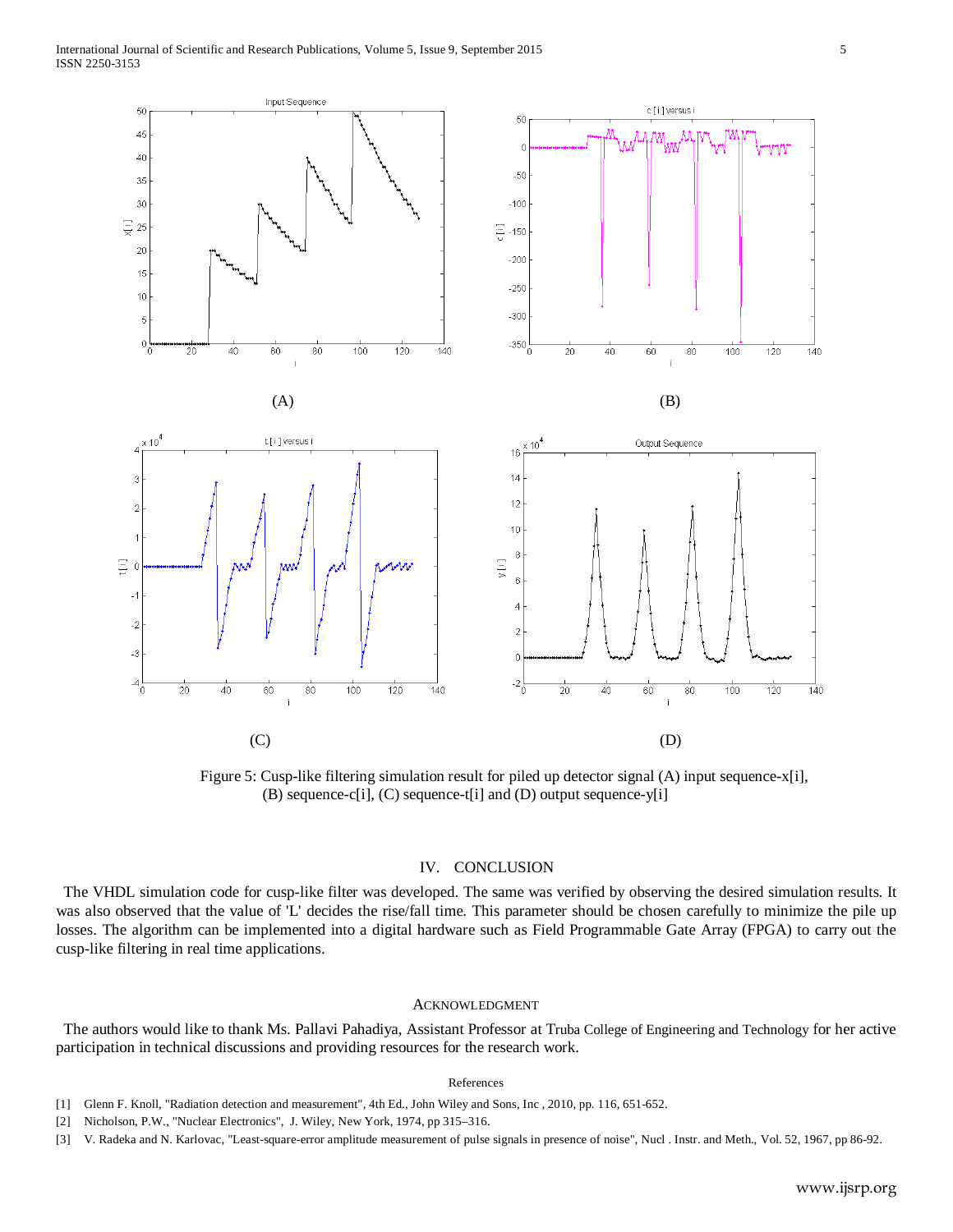Figure 5: Cusp-like filtering simulation result for piled up detector signal (A) input sequence-x[i], (B) sequence-c[i], (C) sequence-t[i] and (D) output sequence-y[i]

## IV. CONCLUSION

The VHDL simulation code for cusp-like filter was developed. The same was verified by observing the desired simulation results. It was also observed that the value of 'L' decides the rise/fall time. This parameter should be chosen carefully to minimize the pile up losses. The algorithm can be implemented into a digital hardware such as Field Programmable Gate Array (FPGA) to carry out the cusp-like filtering in real time applications.

## ACKNOWLEDGMENT

The authors would like to thank Ms. Pallavi Pahadiya, Assistant Professor at Truba College of Engineering and Technology for her active participation in technical discussions and providing resources for the research work.

## References

[1] Glenn F. Knoll, "Radiation detection and measurement", 4th Ed., John Wiley and Sons, Inc , 2010, pp. 116, 651-652.

[2] Nicholson, P.W., "Nuclear Electronics", J. Wiley, New York, 1974, pp 315–316.

[3] V. Radeka and N. Karlovac, "Least-square-error amplitude measurement of pulse signals in presence of noise", Nucl . Instr. and Meth., Vol. 52, 1967, pp 86-92.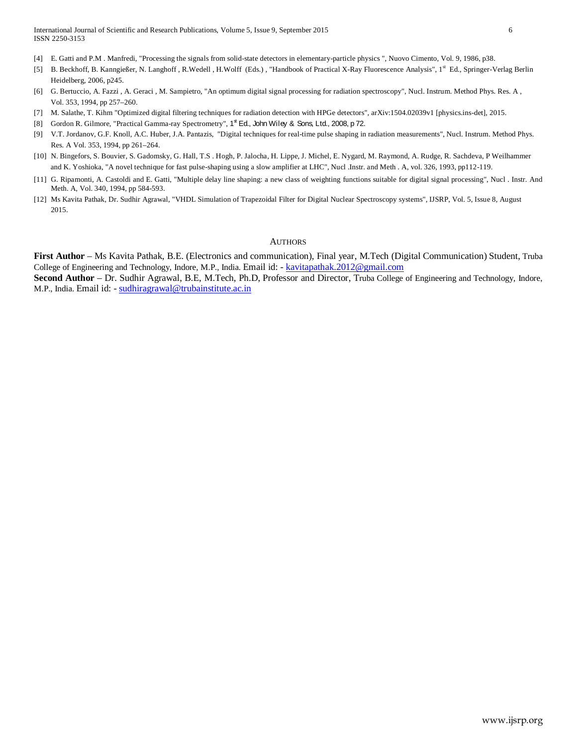[4] E. Gatti and P.M . Manfredi, "Processing the signals from solid-state detectors in elementary-particle physics ", Nuovo Cimento, Vol. 9, 1986, p38.

[5] B. Beckhoff, B. Kanngießer, N. Langhoff , R.Wedell , H.Wolff (Eds.) , "Handbook of Practical X-Ray Fluorescence Analysis", 1st Ed., Springer-Verlag Berlin Heidelberg, 2006, p245.

[6] G. Bertuccio, A. Fazzi , A. Geraci , M. Sampietro, "An optimum digital signal processing for radiation spectroscopy", Nucl. Instrum. Method Phys. Res. A , Vol. 353, 1994, pp 257–260.

[7] M. Salathe, T. Kihm "Optimized digital filtering techniques for radiation detection with HPGe detectors", arXiv:1504.02039v1 [physics.ins-det], 2015.

[8] Gordon R. Gilmore, "Practical Gamma-ray Spectrometry", 1st Ed., John Wiley & Sons, Ltd., 2008, p 72.

[9] V.T. Jordanov, G.F. Knoll, A.C. Huber, J.A. Pantazis, "Digital techniques for real-time pulse shaping in radiation measurements", Nucl. Instrum. Method Phys. Res. A Vol. 353, 1994, pp 261–264.

[10] N. Bingefors, S. Bouvier, S. Gadomsky, G. Hall, T.S . Hogh, P. Jalocha, H. Lippe, J. Michel, E. Nygard, M. Raymond, A. Rudge, R. Sachdeva, P Weilhammer and K. Yoshioka, "A novel technique for fast pulse-shaping using a slow amplifier at LHC", Nucl .Instr. and Meth . A, vol. 326, 1993, pp112-119.

[11] G. Ripamonti, A. Castoldi and E. Gatti, "Multiple delay line shaping: a new class of weighting functions suitable for digital signal processing", Nucl . Instr. And Meth. A, Vol. 340, 1994, pp 584-593.

[12] Ms Kavita Pathak, Dr. Sudhir Agrawal, "VHDL Simulation of Trapezoidal Filter for Digital Nuclear Spectroscopy systems", IJSRP, Vol. 5, Issue 8, August 2015.

## Authors

**First Author** – Ms Kavita Pathak, B.E. (Electronics and communication), Final year, M.Tech (Digital Communication) Student, Truba College of Engineering and Technology, Indore, M.P., India. Email id: - kavitapathak.2012@gmail.com

**Second Author** – Dr. Sudhir Agrawal, B.E, M.Tech, Ph.D, Professor and Director, Truba College of Engineering and Technology, Indore, M.P., India. Email id: - sudhiragrawal@trubainstitute.ac.in